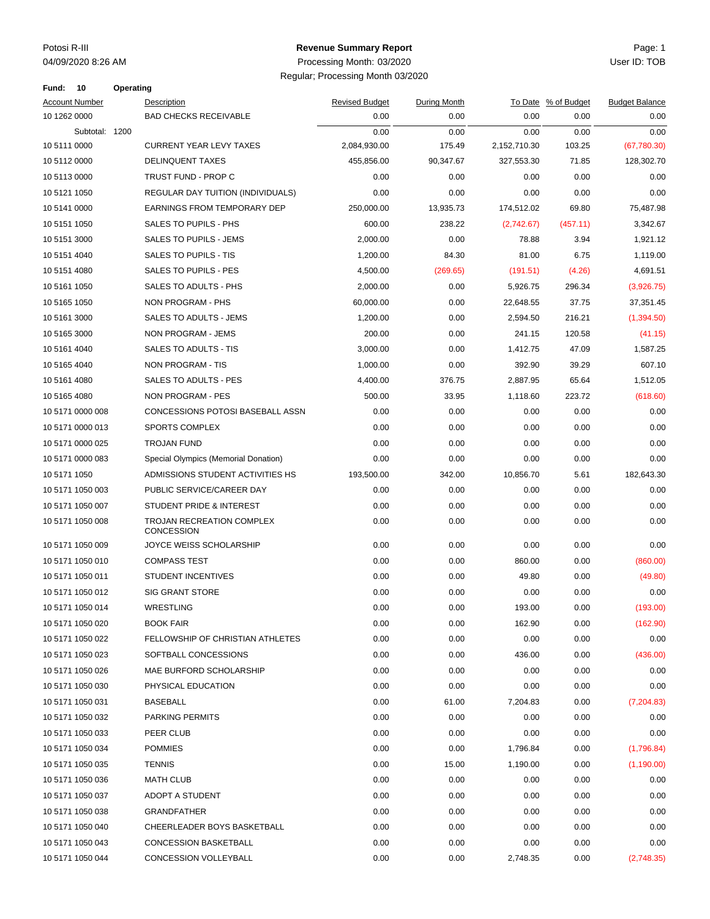Potosi R-III
04/09/2020 8:26 AM

**Revenue Summary Report**
Processing Month: 03/2020
Regular; Processing Month 03/2020

User ID: TOB

**Fund: 10 Operating**

| Account Number | Description | Revised Budget | During Month | To Date | % of Budget | Budget Balance |
|---|---|---|---|---|---|---|
| 10 1262 0000 | BAD CHECKS RECEIVABLE | 0.00 | 0.00 | 0.00 | 0.00 | 0.00 |
| Subtotal: 1200 | | 0.00 | 0.00 | 0.00 | 0.00 | 0.00 |
| 10 5111 0000 | CURRENT YEAR LEVY TAXES | 2,084,930.00 | 175.49 | 2,152,710.30 | 103.25 | (67,780.30) |
| 10 5112 0000 | DELINQUENT TAXES | 455,856.00 | 90,347.67 | 327,553.30 | 71.85 | 128,302.70 |
| 10 5113 0000 | TRUST FUND - PROP C | 0.00 | 0.00 | 0.00 | 0.00 | 0.00 |
| 10 5121 1050 | REGULAR DAY TUITION (INDIVIDUALS) | 0.00 | 0.00 | 0.00 | 0.00 | 0.00 |
| 10 5141 0000 | EARNINGS FROM TEMPORARY DEP | 250,000.00 | 13,935.73 | 174,512.02 | 69.80 | 75,487.98 |
| 10 5151 1050 | SALES TO PUPILS - PHS | 600.00 | 238.22 | (2,742.67) | (457.11) | 3,342.67 |
| 10 5151 3000 | SALES TO PUPILS - JEMS | 2,000.00 | 0.00 | 78.88 | 3.94 | 1,921.12 |
| 10 5151 4040 | SALES TO PUPILS - TIS | 1,200.00 | 84.30 | 81.00 | 6.75 | 1,119.00 |
| 10 5151 4080 | SALES TO PUPILS - PES | 4,500.00 | (269.65) | (191.51) | (4.26) | 4,691.51 |
| 10 5161 1050 | SALES TO ADULTS - PHS | 2,000.00 | 0.00 | 5,926.75 | 296.34 | (3,926.75) |
| 10 5165 1050 | NON PROGRAM - PHS | 60,000.00 | 0.00 | 22,648.55 | 37.75 | 37,351.45 |
| 10 5161 3000 | SALES TO ADULTS - JEMS | 1,200.00 | 0.00 | 2,594.50 | 216.21 | (1,394.50) |
| 10 5165 3000 | NON PROGRAM - JEMS | 200.00 | 0.00 | 241.15 | 120.58 | (41.15) |
| 10 5161 4040 | SALES TO ADULTS - TIS | 3,000.00 | 0.00 | 1,412.75 | 47.09 | 1,587.25 |
| 10 5165 4040 | NON PROGRAM - TIS | 1,000.00 | 0.00 | 392.90 | 39.29 | 607.10 |
| 10 5161 4080 | SALES TO ADULTS - PES | 4,400.00 | 376.75 | 2,887.95 | 65.64 | 1,512.05 |
| 10 5165 4080 | NON PROGRAM - PES | 500.00 | 33.95 | 1,118.60 | 223.72 | (618.60) |
| 10 5171 0000 008 | CONCESSIONS POTOSI BASEBALL ASSN | 0.00 | 0.00 | 0.00 | 0.00 | 0.00 |
| 10 5171 0000 013 | SPORTS COMPLEX | 0.00 | 0.00 | 0.00 | 0.00 | 0.00 |
| 10 5171 0000 025 | TROJAN FUND | 0.00 | 0.00 | 0.00 | 0.00 | 0.00 |
| 10 5171 0000 083 | Special Olympics (Memorial Donation) | 0.00 | 0.00 | 0.00 | 0.00 | 0.00 |
| 10 5171 1050 | ADMISSIONS STUDENT ACTIVITIES HS | 193,500.00 | 342.00 | 10,856.70 | 5.61 | 182,643.30 |
| 10 5171 1050 003 | PUBLIC SERVICE/CAREER DAY | 0.00 | 0.00 | 0.00 | 0.00 | 0.00 |
| 10 5171 1050 007 | STUDENT PRIDE & INTEREST | 0.00 | 0.00 | 0.00 | 0.00 | 0.00 |
| 10 5171 1050 008 | TROJAN RECREATION COMPLEX CONCESSION | 0.00 | 0.00 | 0.00 | 0.00 | 0.00 |
| 10 5171 1050 009 | JOYCE WEISS SCHOLARSHIP | 0.00 | 0.00 | 0.00 | 0.00 | 0.00 |
| 10 5171 1050 010 | COMPASS TEST | 0.00 | 0.00 | 860.00 | 0.00 | (860.00) |
| 10 5171 1050 011 | STUDENT INCENTIVES | 0.00 | 0.00 | 49.80 | 0.00 | (49.80) |
| 10 5171 1050 012 | SIG GRANT STORE | 0.00 | 0.00 | 0.00 | 0.00 | 0.00 |
| 10 5171 1050 014 | WRESTLING | 0.00 | 0.00 | 193.00 | 0.00 | (193.00) |
| 10 5171 1050 020 | BOOK FAIR | 0.00 | 0.00 | 162.90 | 0.00 | (162.90) |
| 10 5171 1050 022 | FELLOWSHIP OF CHRISTIAN ATHLETES | 0.00 | 0.00 | 0.00 | 0.00 | 0.00 |
| 10 5171 1050 023 | SOFTBALL CONCESSIONS | 0.00 | 0.00 | 436.00 | 0.00 | (436.00) |
| 10 5171 1050 026 | MAE BURFORD SCHOLARSHIP | 0.00 | 0.00 | 0.00 | 0.00 | 0.00 |
| 10 5171 1050 030 | PHYSICAL EDUCATION | 0.00 | 0.00 | 0.00 | 0.00 | 0.00 |
| 10 5171 1050 031 | BASEBALL | 0.00 | 61.00 | 7,204.83 | 0.00 | (7,204.83) |
| 10 5171 1050 032 | PARKING PERMITS | 0.00 | 0.00 | 0.00 | 0.00 | 0.00 |
| 10 5171 1050 033 | PEER CLUB | 0.00 | 0.00 | 0.00 | 0.00 | 0.00 |
| 10 5171 1050 034 | POMMIES | 0.00 | 0.00 | 1,796.84 | 0.00 | (1,796.84) |
| 10 5171 1050 035 | TENNIS | 0.00 | 15.00 | 1,190.00 | 0.00 | (1,190.00) |
| 10 5171 1050 036 | MATH CLUB | 0.00 | 0.00 | 0.00 | 0.00 | 0.00 |
| 10 5171 1050 037 | ADOPT A STUDENT | 0.00 | 0.00 | 0.00 | 0.00 | 0.00 |
| 10 5171 1050 038 | GRANDFATHER | 0.00 | 0.00 | 0.00 | 0.00 | 0.00 |
| 10 5171 1050 040 | CHEERLEADER BOYS BASKETBALL | 0.00 | 0.00 | 0.00 | 0.00 | 0.00 |
| 10 5171 1050 043 | CONCESSION BASKETBALL | 0.00 | 0.00 | 0.00 | 0.00 | 0.00 |
| 10 5171 1050 044 | CONCESSION VOLLEYBALL | 0.00 | 0.00 | 2,748.35 | 0.00 | (2,748.35) |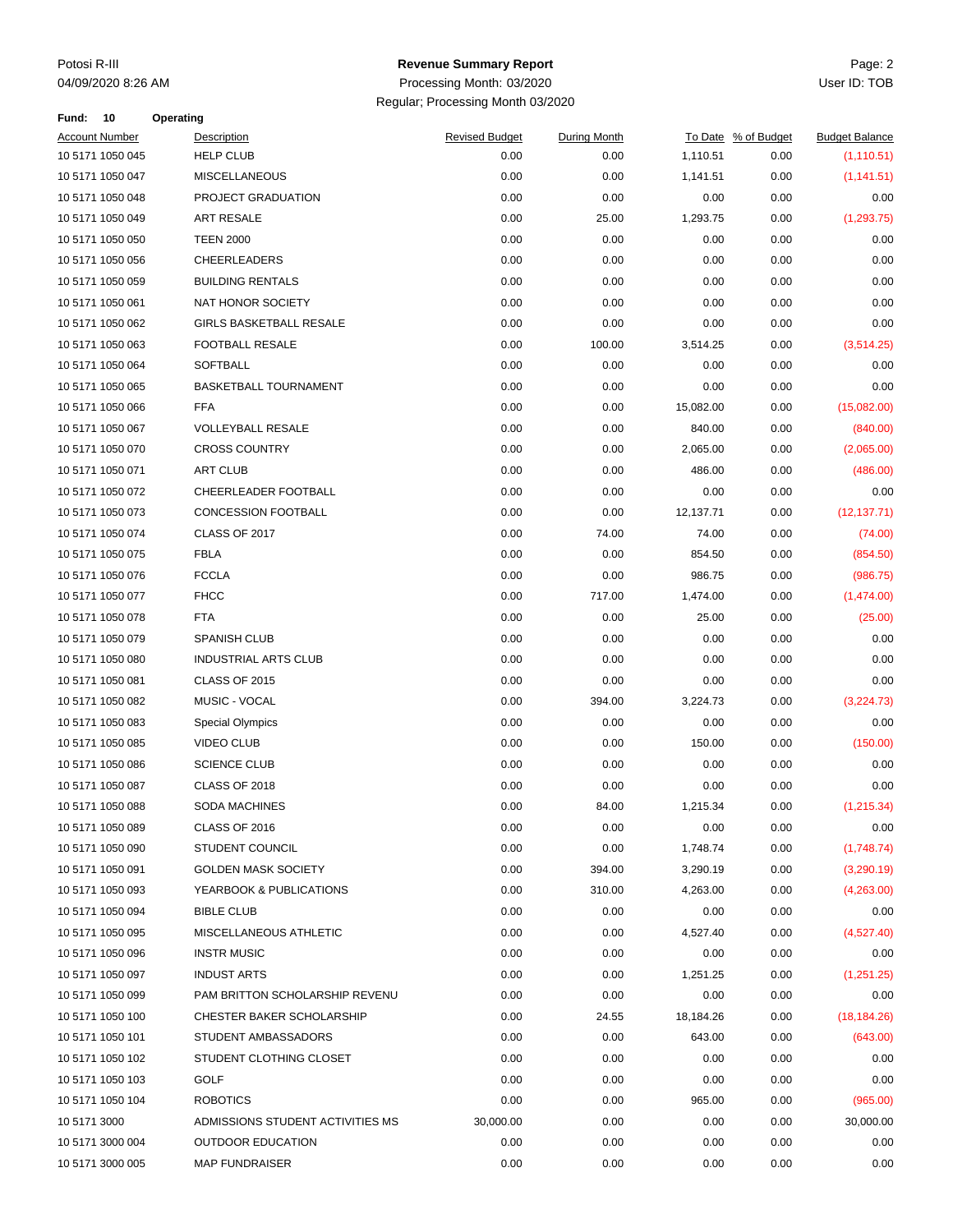Potosi R-III
04/09/2020 8:26 AM

**Revenue Summary Report**
Processing Month: 03/2020
Regular; Processing Month 03/2020

User ID: TOB

**Fund: 10 Operating**

| Account Number | Description | Revised Budget | During Month | To Date | % of Budget | Budget Balance |
|---|---|---|---|---|---|---|
| 10 5171 1050 045 | HELP CLUB | 0.00 | 0.00 | 1,110.51 | 0.00 | (1,110.51) |
| 10 5171 1050 047 | MISCELLANEOUS | 0.00 | 0.00 | 1,141.51 | 0.00 | (1,141.51) |
| 10 5171 1050 048 | PROJECT GRADUATION | 0.00 | 0.00 | 0.00 | 0.00 | 0.00 |
| 10 5171 1050 049 | ART RESALE | 0.00 | 25.00 | 1,293.75 | 0.00 | (1,293.75) |
| 10 5171 1050 050 | TEEN 2000 | 0.00 | 0.00 | 0.00 | 0.00 | 0.00 |
| 10 5171 1050 056 | CHEERLEADERS | 0.00 | 0.00 | 0.00 | 0.00 | 0.00 |
| 10 5171 1050 059 | BUILDING RENTALS | 0.00 | 0.00 | 0.00 | 0.00 | 0.00 |
| 10 5171 1050 061 | NAT HONOR SOCIETY | 0.00 | 0.00 | 0.00 | 0.00 | 0.00 |
| 10 5171 1050 062 | GIRLS BASKETBALL RESALE | 0.00 | 0.00 | 0.00 | 0.00 | 0.00 |
| 10 5171 1050 063 | FOOTBALL RESALE | 0.00 | 100.00 | 3,514.25 | 0.00 | (3,514.25) |
| 10 5171 1050 064 | SOFTBALL | 0.00 | 0.00 | 0.00 | 0.00 | 0.00 |
| 10 5171 1050 065 | BASKETBALL TOURNAMENT | 0.00 | 0.00 | 0.00 | 0.00 | 0.00 |
| 10 5171 1050 066 | FFA | 0.00 | 0.00 | 15,082.00 | 0.00 | (15,082.00) |
| 10 5171 1050 067 | VOLLEYBALL RESALE | 0.00 | 0.00 | 840.00 | 0.00 | (840.00) |
| 10 5171 1050 070 | CROSS COUNTRY | 0.00 | 0.00 | 2,065.00 | 0.00 | (2,065.00) |
| 10 5171 1050 071 | ART CLUB | 0.00 | 0.00 | 486.00 | 0.00 | (486.00) |
| 10 5171 1050 072 | CHEERLEADER FOOTBALL | 0.00 | 0.00 | 0.00 | 0.00 | 0.00 |
| 10 5171 1050 073 | CONCESSION FOOTBALL | 0.00 | 0.00 | 12,137.71 | 0.00 | (12,137.71) |
| 10 5171 1050 074 | CLASS OF 2017 | 0.00 | 74.00 | 74.00 | 0.00 | (74.00) |
| 10 5171 1050 075 | FBLA | 0.00 | 0.00 | 854.50 | 0.00 | (854.50) |
| 10 5171 1050 076 | FCCLA | 0.00 | 0.00 | 986.75 | 0.00 | (986.75) |
| 10 5171 1050 077 | FHCC | 0.00 | 717.00 | 1,474.00 | 0.00 | (1,474.00) |
| 10 5171 1050 078 | FTA | 0.00 | 0.00 | 25.00 | 0.00 | (25.00) |
| 10 5171 1050 079 | SPANISH CLUB | 0.00 | 0.00 | 0.00 | 0.00 | 0.00 |
| 10 5171 1050 080 | INDUSTRIAL ARTS CLUB | 0.00 | 0.00 | 0.00 | 0.00 | 0.00 |
| 10 5171 1050 081 | CLASS OF 2015 | 0.00 | 0.00 | 0.00 | 0.00 | 0.00 |
| 10 5171 1050 082 | MUSIC - VOCAL | 0.00 | 394.00 | 3,224.73 | 0.00 | (3,224.73) |
| 10 5171 1050 083 | Special Olympics | 0.00 | 0.00 | 0.00 | 0.00 | 0.00 |
| 10 5171 1050 085 | VIDEO CLUB | 0.00 | 0.00 | 150.00 | 0.00 | (150.00) |
| 10 5171 1050 086 | SCIENCE CLUB | 0.00 | 0.00 | 0.00 | 0.00 | 0.00 |
| 10 5171 1050 087 | CLASS OF 2018 | 0.00 | 0.00 | 0.00 | 0.00 | 0.00 |
| 10 5171 1050 088 | SODA MACHINES | 0.00 | 84.00 | 1,215.34 | 0.00 | (1,215.34) |
| 10 5171 1050 089 | CLASS OF 2016 | 0.00 | 0.00 | 0.00 | 0.00 | 0.00 |
| 10 5171 1050 090 | STUDENT COUNCIL | 0.00 | 0.00 | 1,748.74 | 0.00 | (1,748.74) |
| 10 5171 1050 091 | GOLDEN MASK SOCIETY | 0.00 | 394.00 | 3,290.19 | 0.00 | (3,290.19) |
| 10 5171 1050 093 | YEARBOOK & PUBLICATIONS | 0.00 | 310.00 | 4,263.00 | 0.00 | (4,263.00) |
| 10 5171 1050 094 | BIBLE CLUB | 0.00 | 0.00 | 0.00 | 0.00 | 0.00 |
| 10 5171 1050 095 | MISCELLANEOUS ATHLETIC | 0.00 | 0.00 | 4,527.40 | 0.00 | (4,527.40) |
| 10 5171 1050 096 | INSTR MUSIC | 0.00 | 0.00 | 0.00 | 0.00 | 0.00 |
| 10 5171 1050 097 | INDUST ARTS | 0.00 | 0.00 | 1,251.25 | 0.00 | (1,251.25) |
| 10 5171 1050 099 | PAM BRITTON SCHOLARSHIP REVENU | 0.00 | 0.00 | 0.00 | 0.00 | 0.00 |
| 10 5171 1050 100 | CHESTER BAKER SCHOLARSHIP | 0.00 | 24.55 | 18,184.26 | 0.00 | (18,184.26) |
| 10 5171 1050 101 | STUDENT AMBASSADORS | 0.00 | 0.00 | 643.00 | 0.00 | (643.00) |
| 10 5171 1050 102 | STUDENT CLOTHING CLOSET | 0.00 | 0.00 | 0.00 | 0.00 | 0.00 |
| 10 5171 1050 103 | GOLF | 0.00 | 0.00 | 0.00 | 0.00 | 0.00 |
| 10 5171 1050 104 | ROBOTICS | 0.00 | 0.00 | 965.00 | 0.00 | (965.00) |
| 10 5171 3000 | ADMISSIONS STUDENT ACTIVITIES MS | 30,000.00 | 0.00 | 0.00 | 0.00 | 30,000.00 |
| 10 5171 3000 004 | OUTDOOR EDUCATION | 0.00 | 0.00 | 0.00 | 0.00 | 0.00 |
| 10 5171 3000 005 | MAP FUNDRAISER | 0.00 | 0.00 | 0.00 | 0.00 | 0.00 |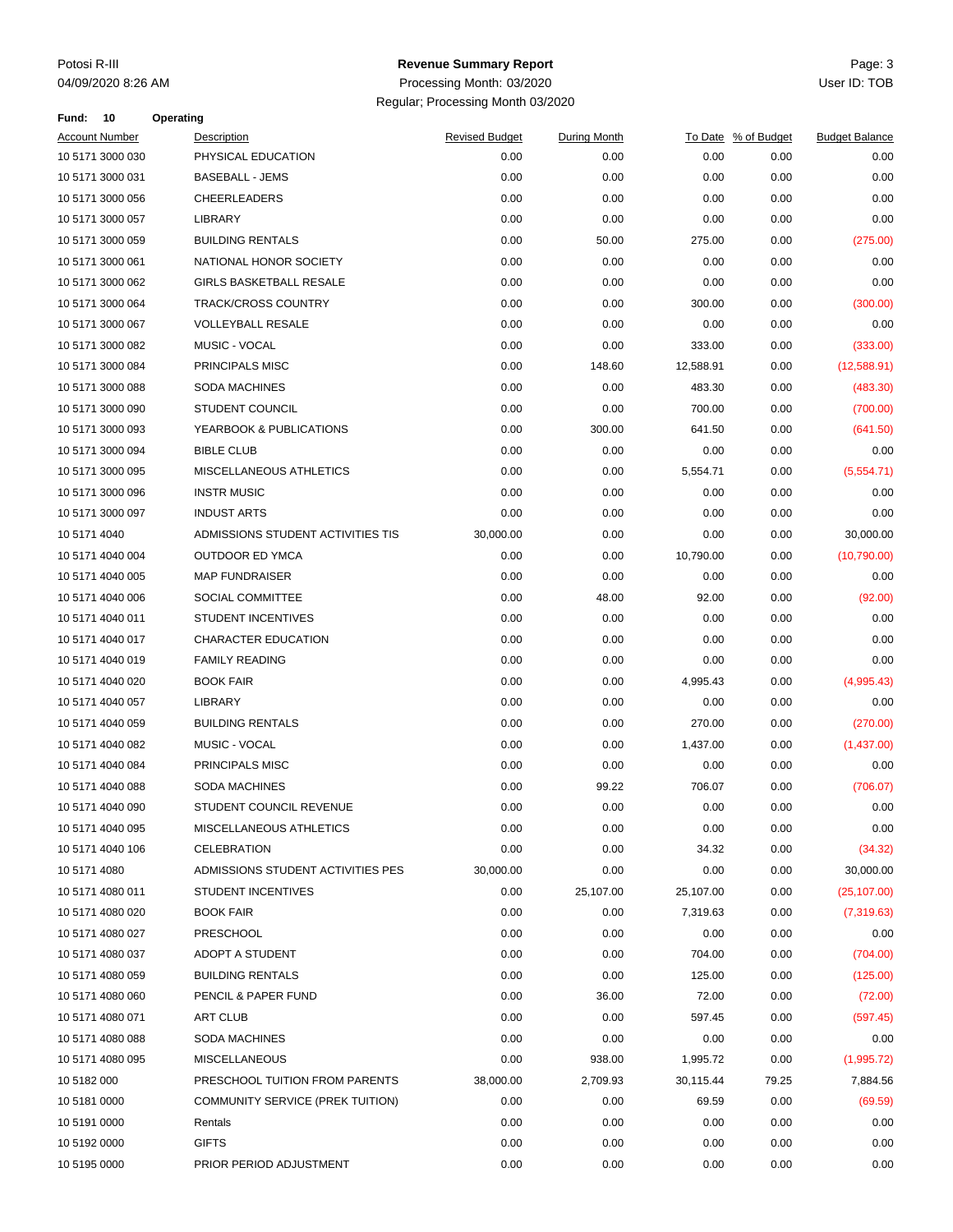Potosi R-III
04/09/2020 8:26 AM

# Revenue Summary Report

Processing Month: 03/2020

Regular; Processing Month 03/2020

User ID: TOB

**Fund: 10 Operating**

| Account Number | Description | Revised Budget | During Month | To Date | % of Budget | Budget Balance |
|---|---|---|---|---|---|---|
| 10 5171 3000 030 | PHYSICAL EDUCATION | 0.00 | 0.00 | 0.00 | 0.00 | 0.00 |
| 10 5171 3000 031 | BASEBALL - JEMS | 0.00 | 0.00 | 0.00 | 0.00 | 0.00 |
| 10 5171 3000 056 | CHEERLEADERS | 0.00 | 0.00 | 0.00 | 0.00 | 0.00 |
| 10 5171 3000 057 | LIBRARY | 0.00 | 0.00 | 0.00 | 0.00 | 0.00 |
| 10 5171 3000 059 | BUILDING RENTALS | 0.00 | 50.00 | 275.00 | 0.00 | (275.00) |
| 10 5171 3000 061 | NATIONAL HONOR SOCIETY | 0.00 | 0.00 | 0.00 | 0.00 | 0.00 |
| 10 5171 3000 062 | GIRLS BASKETBALL RESALE | 0.00 | 0.00 | 0.00 | 0.00 | 0.00 |
| 10 5171 3000 064 | TRACK/CROSS COUNTRY | 0.00 | 0.00 | 300.00 | 0.00 | (300.00) |
| 10 5171 3000 067 | VOLLEYBALL RESALE | 0.00 | 0.00 | 0.00 | 0.00 | 0.00 |
| 10 5171 3000 082 | MUSIC - VOCAL | 0.00 | 0.00 | 333.00 | 0.00 | (333.00) |
| 10 5171 3000 084 | PRINCIPALS MISC | 0.00 | 148.60 | 12,588.91 | 0.00 | (12,588.91) |
| 10 5171 3000 088 | SODA MACHINES | 0.00 | 0.00 | 483.30 | 0.00 | (483.30) |
| 10 5171 3000 090 | STUDENT COUNCIL | 0.00 | 0.00 | 700.00 | 0.00 | (700.00) |
| 10 5171 3000 093 | YEARBOOK & PUBLICATIONS | 0.00 | 300.00 | 641.50 | 0.00 | (641.50) |
| 10 5171 3000 094 | BIBLE CLUB | 0.00 | 0.00 | 0.00 | 0.00 | 0.00 |
| 10 5171 3000 095 | MISCELLANEOUS ATHLETICS | 0.00 | 0.00 | 5,554.71 | 0.00 | (5,554.71) |
| 10 5171 3000 096 | INSTR MUSIC | 0.00 | 0.00 | 0.00 | 0.00 | 0.00 |
| 10 5171 3000 097 | INDUST ARTS | 0.00 | 0.00 | 0.00 | 0.00 | 0.00 |
| 10 5171 4040 | ADMISSIONS STUDENT ACTIVITIES TIS | 30,000.00 | 0.00 | 0.00 | 0.00 | 30,000.00 |
| 10 5171 4040 004 | OUTDOOR ED YMCA | 0.00 | 0.00 | 10,790.00 | 0.00 | (10,790.00) |
| 10 5171 4040 005 | MAP FUNDRAISER | 0.00 | 0.00 | 0.00 | 0.00 | 0.00 |
| 10 5171 4040 006 | SOCIAL COMMITTEE | 0.00 | 48.00 | 92.00 | 0.00 | (92.00) |
| 10 5171 4040 011 | STUDENT INCENTIVES | 0.00 | 0.00 | 0.00 | 0.00 | 0.00 |
| 10 5171 4040 017 | CHARACTER EDUCATION | 0.00 | 0.00 | 0.00 | 0.00 | 0.00 |
| 10 5171 4040 019 | FAMILY READING | 0.00 | 0.00 | 0.00 | 0.00 | 0.00 |
| 10 5171 4040 020 | BOOK FAIR | 0.00 | 0.00 | 4,995.43 | 0.00 | (4,995.43) |
| 10 5171 4040 057 | LIBRARY | 0.00 | 0.00 | 0.00 | 0.00 | 0.00 |
| 10 5171 4040 059 | BUILDING RENTALS | 0.00 | 0.00 | 270.00 | 0.00 | (270.00) |
| 10 5171 4040 082 | MUSIC - VOCAL | 0.00 | 0.00 | 1,437.00 | 0.00 | (1,437.00) |
| 10 5171 4040 084 | PRINCIPALS MISC | 0.00 | 0.00 | 0.00 | 0.00 | 0.00 |
| 10 5171 4040 088 | SODA MACHINES | 0.00 | 99.22 | 706.07 | 0.00 | (706.07) |
| 10 5171 4040 090 | STUDENT COUNCIL REVENUE | 0.00 | 0.00 | 0.00 | 0.00 | 0.00 |
| 10 5171 4040 095 | MISCELLANEOUS ATHLETICS | 0.00 | 0.00 | 0.00 | 0.00 | 0.00 |
| 10 5171 4040 106 | CELEBRATION | 0.00 | 0.00 | 34.32 | 0.00 | (34.32) |
| 10 5171 4080 | ADMISSIONS STUDENT ACTIVITIES PES | 30,000.00 | 0.00 | 0.00 | 0.00 | 30,000.00 |
| 10 5171 4080 011 | STUDENT INCENTIVES | 0.00 | 25,107.00 | 25,107.00 | 0.00 | (25,107.00) |
| 10 5171 4080 020 | BOOK FAIR | 0.00 | 0.00 | 7,319.63 | 0.00 | (7,319.63) |
| 10 5171 4080 027 | PRESCHOOL | 0.00 | 0.00 | 0.00 | 0.00 | 0.00 |
| 10 5171 4080 037 | ADOPT A STUDENT | 0.00 | 0.00 | 704.00 | 0.00 | (704.00) |
| 10 5171 4080 059 | BUILDING RENTALS | 0.00 | 0.00 | 125.00 | 0.00 | (125.00) |
| 10 5171 4080 060 | PENCIL & PAPER FUND | 0.00 | 36.00 | 72.00 | 0.00 | (72.00) |
| 10 5171 4080 071 | ART CLUB | 0.00 | 0.00 | 597.45 | 0.00 | (597.45) |
| 10 5171 4080 088 | SODA MACHINES | 0.00 | 0.00 | 0.00 | 0.00 | 0.00 |
| 10 5171 4080 095 | MISCELLANEOUS | 0.00 | 938.00 | 1,995.72 | 0.00 | (1,995.72) |
| 10 5182 000 | PRESCHOOL TUITION FROM PARENTS | 38,000.00 | 2,709.93 | 30,115.44 | 79.25 | 7,884.56 |
| 10 5181 0000 | COMMUNITY SERVICE (PREK TUITION) | 0.00 | 0.00 | 69.59 | 0.00 | (69.59) |
| 10 5191 0000 | Rentals | 0.00 | 0.00 | 0.00 | 0.00 | 0.00 |
| 10 5192 0000 | GIFTS | 0.00 | 0.00 | 0.00 | 0.00 | 0.00 |
| 10 5195 0000 | PRIOR PERIOD ADJUSTMENT | 0.00 | 0.00 | 0.00 | 0.00 | 0.00 |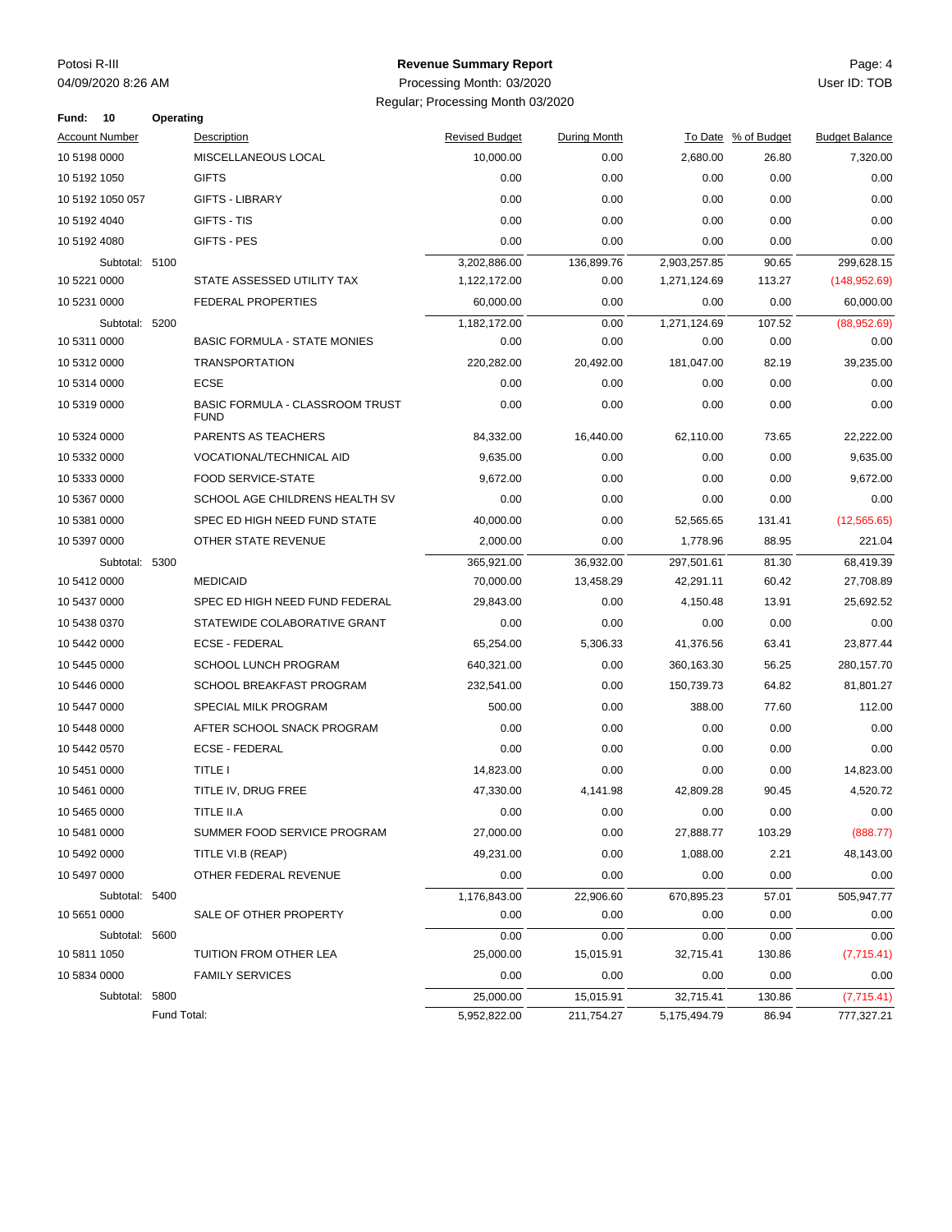Potosi R-III
04/09/2020 8:26 AM

**Revenue Summary Report**
Processing Month: 03/2020
Regular; Processing Month 03/2020

User ID: TOB

**Fund: 10 Operating**

| Account Number | Description | Revised Budget | During Month | To Date | % of Budget | Budget Balance |
|---|---|---|---|---|---|---|
| 10 5198 0000 | MISCELLANEOUS LOCAL | 10,000.00 | 0.00 | 2,680.00 | 26.80 | 7,320.00 |
| 10 5192 1050 | GIFTS | 0.00 | 0.00 | 0.00 | 0.00 | 0.00 |
| 10 5192 1050 057 | GIFTS - LIBRARY | 0.00 | 0.00 | 0.00 | 0.00 | 0.00 |
| 10 5192 4040 | GIFTS - TIS | 0.00 | 0.00 | 0.00 | 0.00 | 0.00 |
| 10 5192 4080 | GIFTS - PES | 0.00 | 0.00 | 0.00 | 0.00 | 0.00 |
| Subtotal: 5100 | | 3,202,886.00 | 136,899.76 | 2,903,257.85 | 90.65 | 299,628.15 |
| 10 5221 0000 | STATE ASSESSED UTILITY TAX | 1,122,172.00 | 0.00 | 1,271,124.69 | 113.27 | (148,952.69) |
| 10 5231 0000 | FEDERAL PROPERTIES | 60,000.00 | 0.00 | 0.00 | 0.00 | 60,000.00 |
| Subtotal: 5200 | | 1,182,172.00 | 0.00 | 1,271,124.69 | 107.52 | (88,952.69) |
| 10 5311 0000 | BASIC FORMULA - STATE MONIES | 0.00 | 0.00 | 0.00 | 0.00 | 0.00 |
| 10 5312 0000 | TRANSPORTATION | 220,282.00 | 20,492.00 | 181,047.00 | 82.19 | 39,235.00 |
| 10 5314 0000 | ECSE | 0.00 | 0.00 | 0.00 | 0.00 | 0.00 |
| 10 5319 0000 | BASIC FORMULA - CLASSROOM TRUST FUND | 0.00 | 0.00 | 0.00 | 0.00 | 0.00 |
| 10 5324 0000 | PARENTS AS TEACHERS | 84,332.00 | 16,440.00 | 62,110.00 | 73.65 | 22,222.00 |
| 10 5332 0000 | VOCATIONAL/TECHNICAL AID | 9,635.00 | 0.00 | 0.00 | 0.00 | 9,635.00 |
| 10 5333 0000 | FOOD SERVICE-STATE | 9,672.00 | 0.00 | 0.00 | 0.00 | 9,672.00 |
| 10 5367 0000 | SCHOOL AGE CHILDRENS HEALTH SV | 0.00 | 0.00 | 0.00 | 0.00 | 0.00 |
| 10 5381 0000 | SPEC ED HIGH NEED FUND STATE | 40,000.00 | 0.00 | 52,565.65 | 131.41 | (12,565.65) |
| 10 5397 0000 | OTHER STATE REVENUE | 2,000.00 | 0.00 | 1,778.96 | 88.95 | 221.04 |
| Subtotal: 5300 | | 365,921.00 | 36,932.00 | 297,501.61 | 81.30 | 68,419.39 |
| 10 5412 0000 | MEDICAID | 70,000.00 | 13,458.29 | 42,291.11 | 60.42 | 27,708.89 |
| 10 5437 0000 | SPEC ED HIGH NEED FUND FEDERAL | 29,843.00 | 0.00 | 4,150.48 | 13.91 | 25,692.52 |
| 10 5438 0370 | STATEWIDE COLABORATIVE GRANT | 0.00 | 0.00 | 0.00 | 0.00 | 0.00 |
| 10 5442 0000 | ECSE - FEDERAL | 65,254.00 | 5,306.33 | 41,376.56 | 63.41 | 23,877.44 |
| 10 5445 0000 | SCHOOL LUNCH PROGRAM | 640,321.00 | 0.00 | 360,163.30 | 56.25 | 280,157.70 |
| 10 5446 0000 | SCHOOL BREAKFAST PROGRAM | 232,541.00 | 0.00 | 150,739.73 | 64.82 | 81,801.27 |
| 10 5447 0000 | SPECIAL MILK PROGRAM | 500.00 | 0.00 | 388.00 | 77.60 | 112.00 |
| 10 5448 0000 | AFTER SCHOOL SNACK PROGRAM | 0.00 | 0.00 | 0.00 | 0.00 | 0.00 |
| 10 5442 0570 | ECSE - FEDERAL | 0.00 | 0.00 | 0.00 | 0.00 | 0.00 |
| 10 5451 0000 | TITLE I | 14,823.00 | 0.00 | 0.00 | 0.00 | 14,823.00 |
| 10 5461 0000 | TITLE IV, DRUG FREE | 47,330.00 | 4,141.98 | 42,809.28 | 90.45 | 4,520.72 |
| 10 5465 0000 | TITLE II.A | 0.00 | 0.00 | 0.00 | 0.00 | 0.00 |
| 10 5481 0000 | SUMMER FOOD SERVICE PROGRAM | 27,000.00 | 0.00 | 27,888.77 | 103.29 | (888.77) |
| 10 5492 0000 | TITLE VI.B (REAP) | 49,231.00 | 0.00 | 1,088.00 | 2.21 | 48,143.00 |
| 10 5497 0000 | OTHER FEDERAL REVENUE | 0.00 | 0.00 | 0.00 | 0.00 | 0.00 |
| Subtotal: 5400 | | 1,176,843.00 | 22,906.60 | 670,895.23 | 57.01 | 505,947.77 |
| 10 5651 0000 | SALE OF OTHER PROPERTY | 0.00 | 0.00 | 0.00 | 0.00 | 0.00 |
| Subtotal: 5600 | | 0.00 | 0.00 | 0.00 | 0.00 | 0.00 |
| 10 5811 1050 | TUITION FROM OTHER LEA | 25,000.00 | 15,015.91 | 32,715.41 | 130.86 | (7,715.41) |
| 10 5834 0000 | FAMILY SERVICES | 0.00 | 0.00 | 0.00 | 0.00 | 0.00 |
| Subtotal: 5800 | | 25,000.00 | 15,015.91 | 32,715.41 | 130.86 | (7,715.41) |
| Fund Total: | | 5,952,822.00 | 211,754.27 | 5,175,494.79 | 86.94 | 777,327.21 |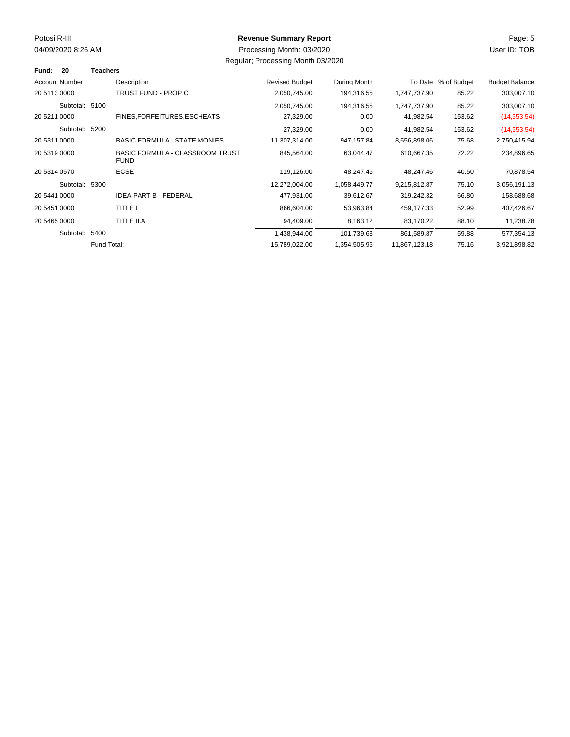Potosi R-III

04/09/2020 8:26 AM

**Revenue Summary Report**

Processing Month: 03/2020

Regular; Processing Month 03/2020

User ID: TOB

**Fund: 20 Teachers**

| Account Number | Description | Revised Budget | During Month | To Date | % of Budget | Budget Balance |
|---|---|---|---|---|---|---|
| 20 5113 0000 | TRUST FUND - PROP C | 2,050,745.00 | 194,316.55 | 1,747,737.90 | 85.22 | 303,007.10 |
| Subtotal: 5100 | | 2,050,745.00 | 194,316.55 | 1,747,737.90 | 85.22 | 303,007.10 |
| 20 5211 0000 | FINES,FORFEITURES,ESCHEATS | 27,329.00 | 0.00 | 41,982.54 | 153.62 | (14,653.54) |
| Subtotal: 5200 | | 27,329.00 | 0.00 | 41,982.54 | 153.62 | (14,653.54) |
| 20 5311 0000 | BASIC FORMULA - STATE MONIES | 11,307,314.00 | 947,157.84 | 8,556,898.06 | 75.68 | 2,750,415.94 |
| 20 5319 0000 | BASIC FORMULA - CLASSROOM TRUST FUND | 845,564.00 | 63,044.47 | 610,667.35 | 72.22 | 234,896.65 |
| 20 5314 0570 | ECSE | 119,126.00 | 48,247.46 | 48,247.46 | 40.50 | 70,878.54 |
| Subtotal: 5300 | | 12,272,004.00 | 1,058,449.77 | 9,215,812.87 | 75.10 | 3,056,191.13 |
| 20 5441 0000 | IDEA PART B - FEDERAL | 477,931.00 | 39,612.67 | 319,242.32 | 66.80 | 158,688.68 |
| 20 5451 0000 | TITLE I | 866,604.00 | 53,963.84 | 459,177.33 | 52.99 | 407,426.67 |
| 20 5465 0000 | TITLE II.A | 94,409.00 | 8,163.12 | 83,170.22 | 88.10 | 11,238.78 |
| Subtotal: 5400 | | 1,438,944.00 | 101,739.63 | 861,589.87 | 59.88 | 577,354.13 |
| Fund Total: | | 15,789,022.00 | 1,354,505.95 | 11,867,123.18 | 75.16 | 3,921,898.82 |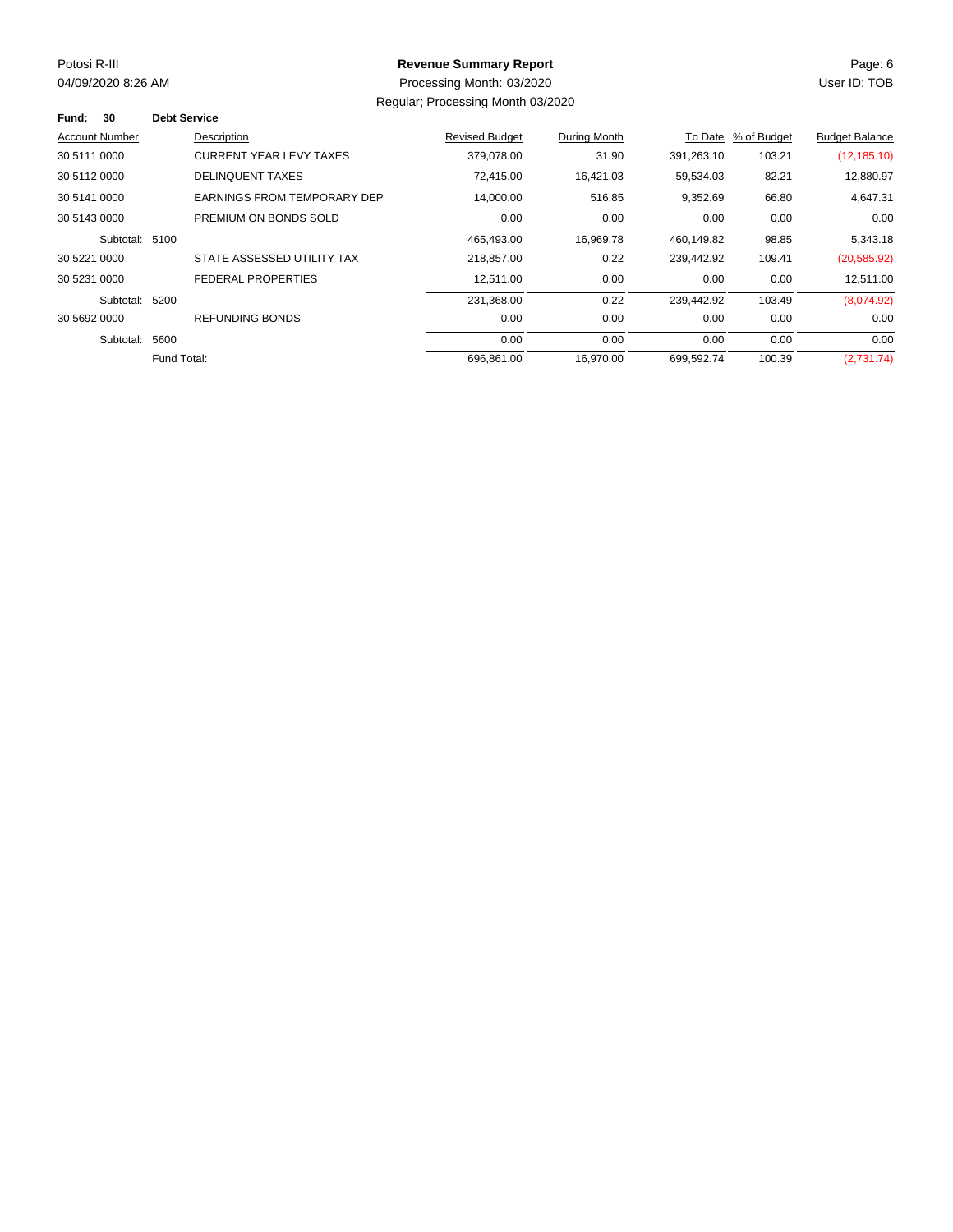Potosi R-III

04/09/2020 8:26 AM

# Revenue Summary Report

Processing Month: 03/2020

Regular; Processing Month 03/2020

User ID: TOB

**Fund: 30 Debt Service**

| Account Number | Description | Revised Budget | During Month | To Date | % of Budget | Budget Balance |
|---|---|---|---|---|---|---|
| 30 5111 0000 | CURRENT YEAR LEVY TAXES | 379,078.00 | 31.90 | 391,263.10 | 103.21 | (12,185.10) |
| 30 5112 0000 | DELINQUENT TAXES | 72,415.00 | 16,421.03 | 59,534.03 | 82.21 | 12,880.97 |
| 30 5141 0000 | EARNINGS FROM TEMPORARY DEP | 14,000.00 | 516.85 | 9,352.69 | 66.80 | 4,647.31 |
| 30 5143 0000 | PREMIUM ON BONDS SOLD | 0.00 | 0.00 | 0.00 | 0.00 | 0.00 |
| Subtotal: 5100 | | 465,493.00 | 16,969.78 | 460,149.82 | 98.85 | 5,343.18 |
| 30 5221 0000 | STATE ASSESSED UTILITY TAX | 218,857.00 | 0.22 | 239,442.92 | 109.41 | (20,585.92) |
| 30 5231 0000 | FEDERAL PROPERTIES | 12,511.00 | 0.00 | 0.00 | 0.00 | 12,511.00 |
| Subtotal: 5200 | | 231,368.00 | 0.22 | 239,442.92 | 103.49 | (8,074.92) |
| 30 5692 0000 | REFUNDING BONDS | 0.00 | 0.00 | 0.00 | 0.00 | 0.00 |
| Subtotal: 5600 | | 0.00 | 0.00 | 0.00 | 0.00 | 0.00 |
| Fund Total: | | 696,861.00 | 16,970.00 | 699,592.74 | 100.39 | (2,731.74) |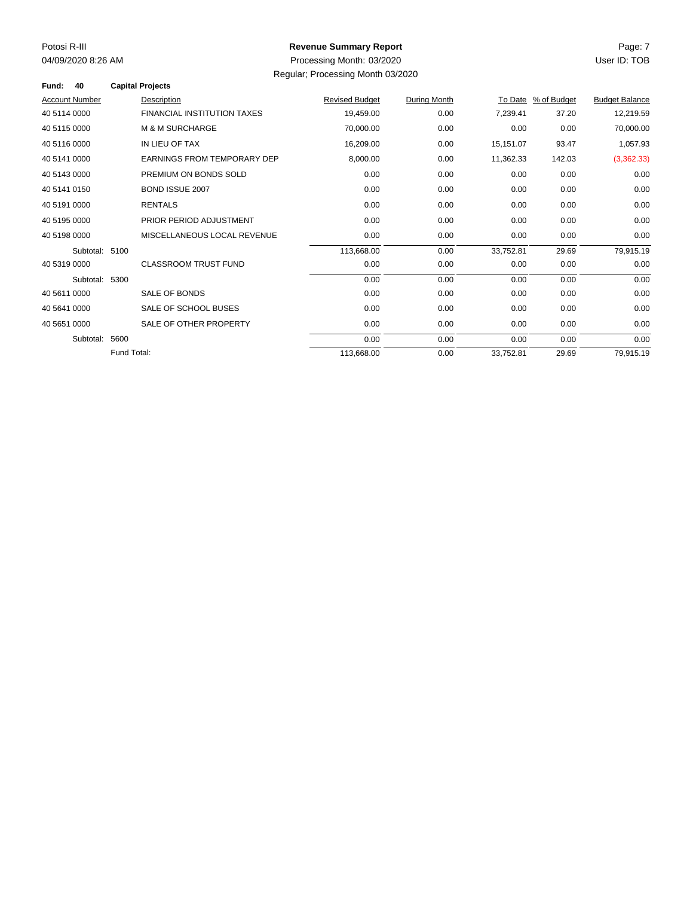Potosi R-III
04/09/2020 8:26 AM

**Revenue Summary Report**
Processing Month: 03/2020
Regular; Processing Month 03/2020

User ID: TOB

**Fund: 40 Capital Projects**

| Account Number | Description | Revised Budget | During Month | To Date | % of Budget | Budget Balance |
|---|---|---|---|---|---|---|
| 40 5114 0000 | FINANCIAL INSTITUTION TAXES | 19,459.00 | 0.00 | 7,239.41 | 37.20 | 12,219.59 |
| 40 5115 0000 | M & M SURCHARGE | 70,000.00 | 0.00 | 0.00 | 0.00 | 70,000.00 |
| 40 5116 0000 | IN LIEU OF TAX | 16,209.00 | 0.00 | 15,151.07 | 93.47 | 1,057.93 |
| 40 5141 0000 | EARNINGS FROM TEMPORARY DEP | 8,000.00 | 0.00 | 11,362.33 | 142.03 | (3,362.33) |
| 40 5143 0000 | PREMIUM ON BONDS SOLD | 0.00 | 0.00 | 0.00 | 0.00 | 0.00 |
| 40 5141 0150 | BOND ISSUE 2007 | 0.00 | 0.00 | 0.00 | 0.00 | 0.00 |
| 40 5191 0000 | RENTALS | 0.00 | 0.00 | 0.00 | 0.00 | 0.00 |
| 40 5195 0000 | PRIOR PERIOD ADJUSTMENT | 0.00 | 0.00 | 0.00 | 0.00 | 0.00 |
| 40 5198 0000 | MISCELLANEOUS LOCAL REVENUE | 0.00 | 0.00 | 0.00 | 0.00 | 0.00 |
| Subtotal: 5100 | | 113,668.00 | 0.00 | 33,752.81 | 29.69 | 79,915.19 |
| 40 5319 0000 | CLASSROOM TRUST FUND | 0.00 | 0.00 | 0.00 | 0.00 | 0.00 |
| Subtotal: 5300 | | 0.00 | 0.00 | 0.00 | 0.00 | 0.00 |
| 40 5611 0000 | SALE OF BONDS | 0.00 | 0.00 | 0.00 | 0.00 | 0.00 |
| 40 5641 0000 | SALE OF SCHOOL BUSES | 0.00 | 0.00 | 0.00 | 0.00 | 0.00 |
| 40 5651 0000 | SALE OF OTHER PROPERTY | 0.00 | 0.00 | 0.00 | 0.00 | 0.00 |
| Subtotal: 5600 | | 0.00 | 0.00 | 0.00 | 0.00 | 0.00 |
| Fund Total: | | 113,668.00 | 0.00 | 33,752.81 | 29.69 | 79,915.19 |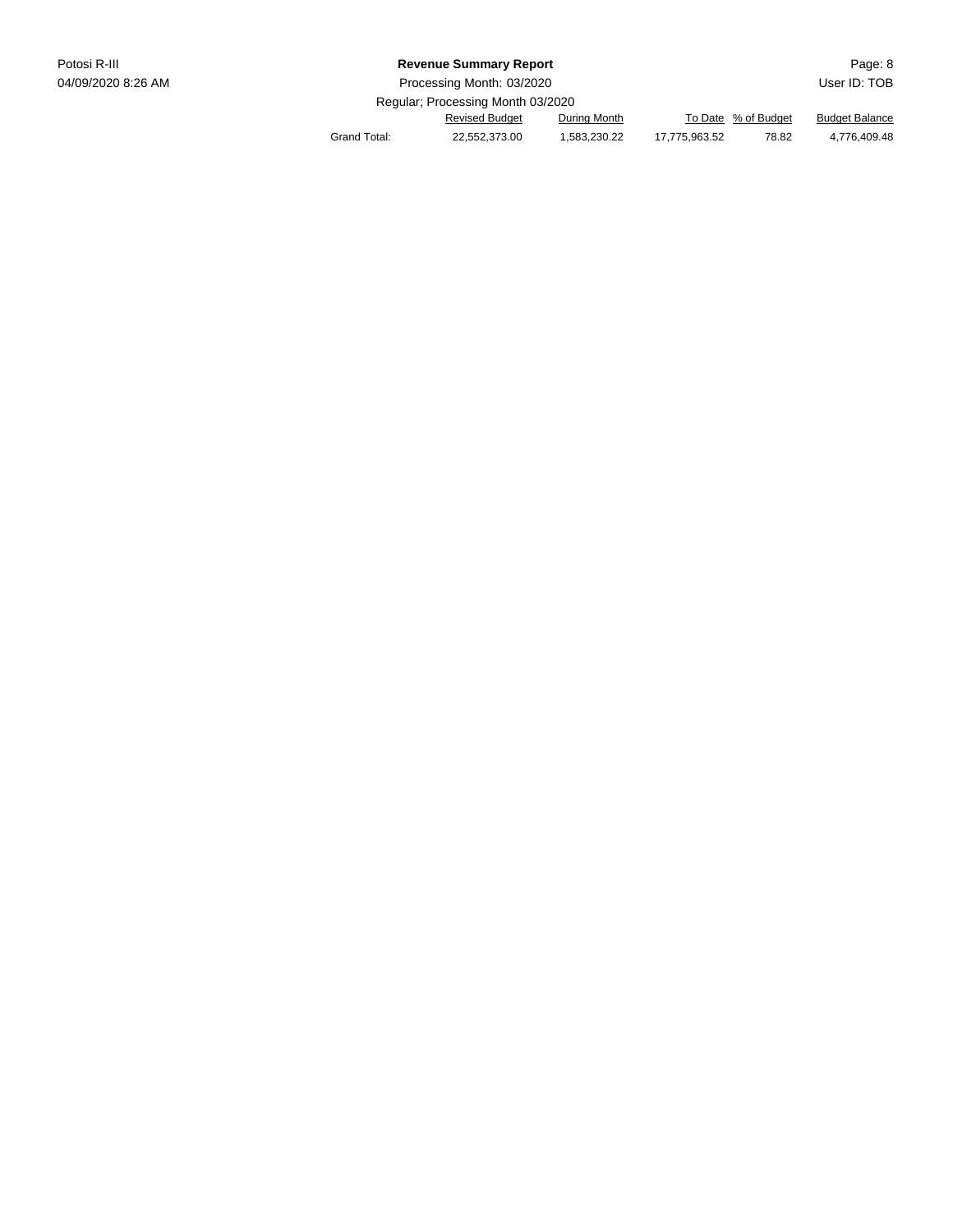**Revenue Summary Report**

Processing Month: 03/2020

Regular; Processing Month 03/2020

| | Revised Budget | During Month | To Date | % of Budget | Budget Balance |
|---|---|---|---|---|---|
| Grand Total: | 22,552,373.00 | 1,583,230.22 | 17,775,963.52 | 78.82 | 4,776,409.48 |